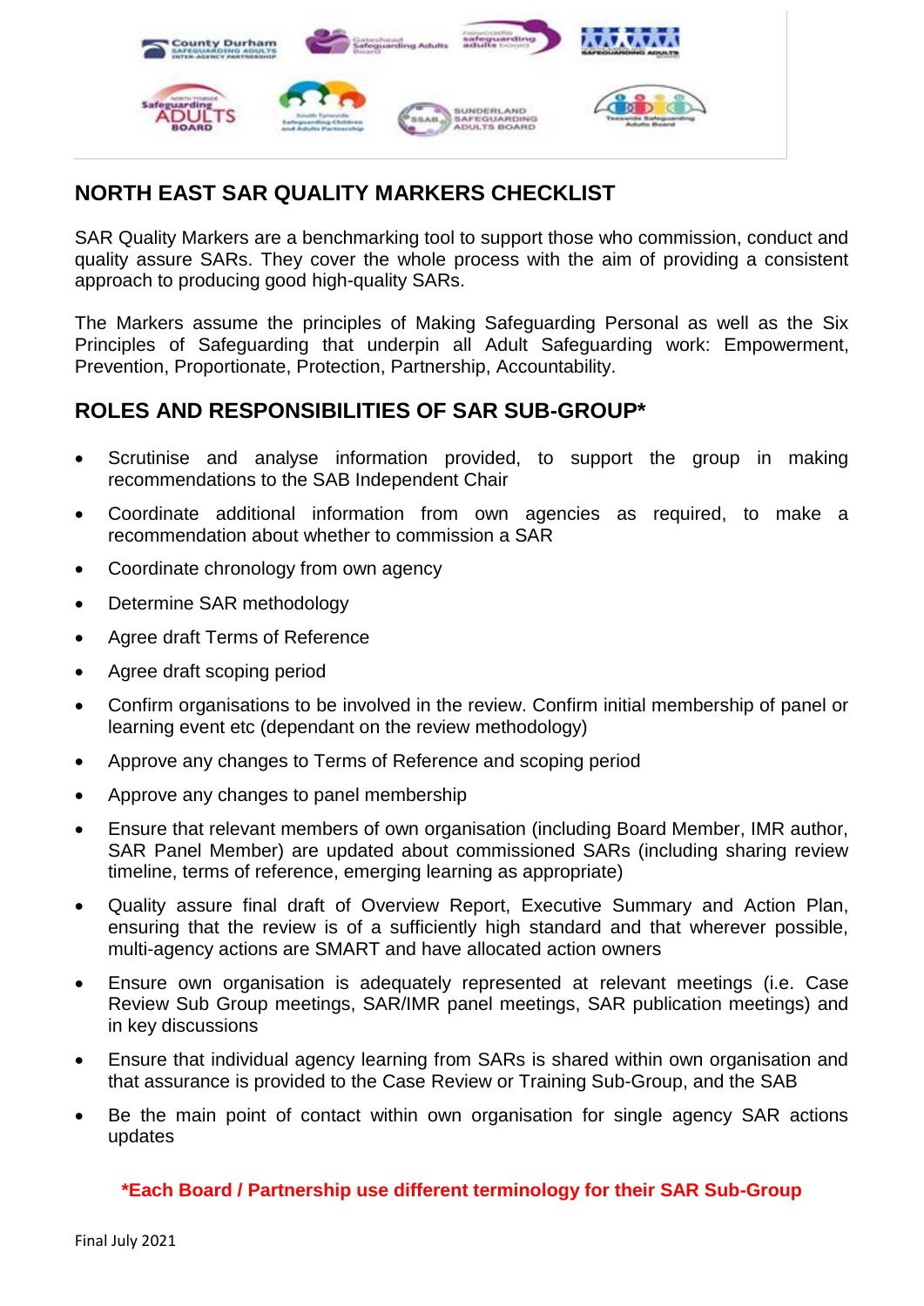# NORTH EAST SAR QUALITY MARKERS CHECKLIST

SAR Quality Markers are a benchmarking tool to support those who commission, conduct and quality assure SARs. They cover the whole process with the aim of providing a consistent approach to producing good high-quality SARs.

The Markers assume the principles of Making Safeguarding Personal as well as the Six Principles of Safeguarding that underpin all Adult Safeguarding work: Empowerment, Prevention, Proportionate, Protection, Partnership, Accountability.

## ROLES AND RESPONSIBILITIES OF SAR SUB-GROUP*

- Scrutinise and analyse information provided, to support the group in making recommendations to the SAB Independent Chair
- Coordinate additional information from own agencies as required, to make a recommendation about whether to commission a SAR
- Coordinate chronology from own agency
- Determine SAR methodology
- Agree draft Terms of Reference
- Agree draft scoping period
- Confirm organisations to be involved in the review. Confirm initial membership of panel or learning event etc (dependant on the review methodology)
- Approve any changes to Terms of Reference and scoping period
- Approve any changes to panel membership
- Ensure that relevant members of own organisation (including Board Member, IMR author, SAR Panel Member) are updated about commissioned SARs (including sharing review timeline, terms of reference, emerging learning as appropriate)
- Quality assure final draft of Overview Report, Executive Summary and Action Plan, ensuring that the review is of a sufficiently high standard and that wherever possible, multi-agency actions are SMART and have allocated action owners
- Ensure own organisation is adequately represented at relevant meetings (i.e. Case Review Sub Group meetings, SAR/IMR panel meetings, SAR publication meetings) and in key discussions
- Ensure that individual agency learning from SARs is shared within own organisation and that assurance is provided to the Case Review or Training Sub-Group, and the SAB
- Be the main point of contact within own organisation for single agency SAR actions updates

**\*Each Board / Partnership use different terminology for their SAR Sub-Group**

Final July 2021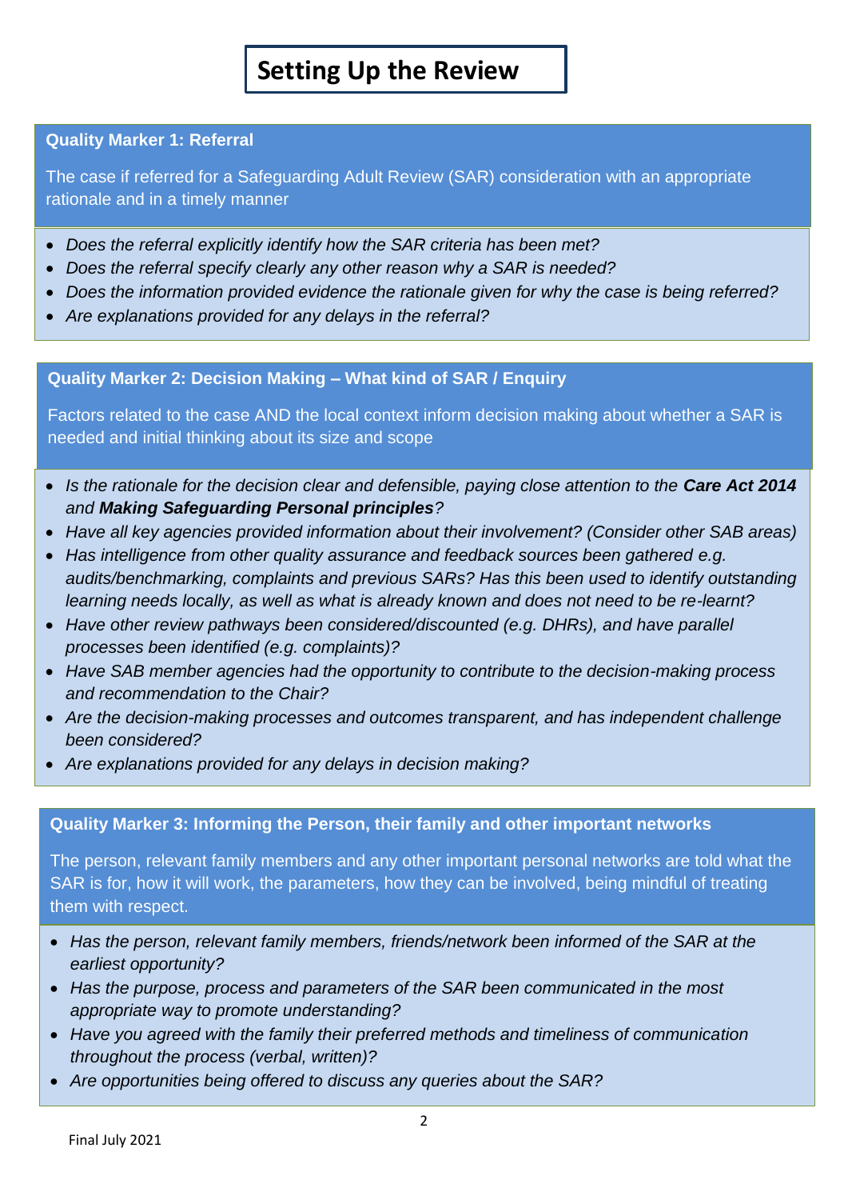# Setting Up the Review

### Quality Marker 1: Referral

The case if referred for a Safeguarding Adult Review (SAR) consideration with an appropriate rationale and in a timely manner

- *Does the referral explicitly identify how the SAR criteria has been met?*
- *Does the referral specify clearly any other reason why a SAR is needed?*
- *Does the information provided evidence the rationale given for why the case is being referred?*
- *Are explanations provided for any delays in the referral?*

### Quality Marker 2: Decision Making – What kind of SAR / Enquiry

Factors related to the case AND the local context inform decision making about whether a SAR is needed and initial thinking about its size and scope

- *Is the rationale for the decision clear and defensible, paying close attention to the* ***Care Act 2014*** *and* ***Making Safeguarding Personal principles****?*
- *Have all key agencies provided information about their involvement? (Consider other SAB areas)*
- *Has intelligence from other quality assurance and feedback sources been gathered e.g. audits/benchmarking, complaints and previous SARs? Has this been used to identify outstanding learning needs locally, as well as what is already known and does not need to be re-learnt?*
- *Have other review pathways been considered/discounted (e.g. DHRs), and have parallel processes been identified (e.g. complaints)?*
- *Have SAB member agencies had the opportunity to contribute to the decision-making process and recommendation to the Chair?*
- *Are the decision-making processes and outcomes transparent, and has independent challenge been considered?*
- *Are explanations provided for any delays in decision making?*

### Quality Marker 3: Informing the Person, their family and other important networks

The person, relevant family members and any other important personal networks are told what the SAR is for, how it will work, the parameters, how they can be involved, being mindful of treating them with respect.

- *Has the person, relevant family members, friends/network been informed of the SAR at the earliest opportunity?*
- *Has the purpose, process and parameters of the SAR been communicated in the most appropriate way to promote understanding?*
- *Have you agreed with the family their preferred methods and timeliness of communication throughout the process (verbal, written)?*
- *Are opportunities being offered to discuss any queries about the SAR?*

Final July 2021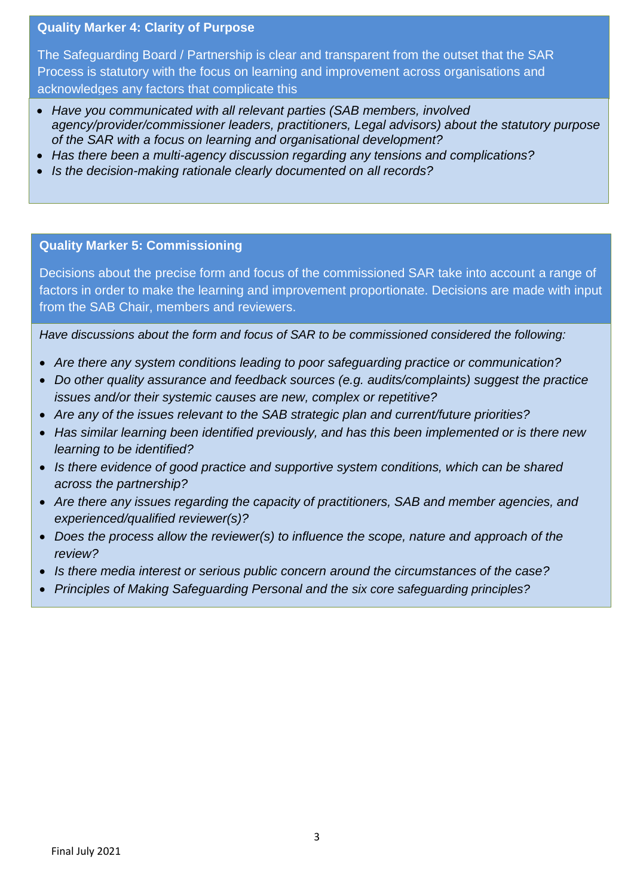### Quality Marker 4: Clarity of Purpose

The Safeguarding Board / Partnership is clear and transparent from the outset that the SAR Process is statutory with the focus on learning and improvement across organisations and acknowledges any factors that complicate this

- *Have you communicated with all relevant parties (SAB members, involved agency/provider/commissioner leaders, practitioners, Legal advisors) about the statutory purpose of the SAR with a focus on learning and organisational development?*
- *Has there been a multi-agency discussion regarding any tensions and complications?*
- *Is the decision-making rationale clearly documented on all records?*

### Quality Marker 5: Commissioning

Decisions about the precise form and focus of the commissioned SAR take into account a range of factors in order to make the learning and improvement proportionate. Decisions are made with input from the SAB Chair, members and reviewers.

*Have discussions about the form and focus of SAR to be commissioned considered the following:*

- *Are there any system conditions leading to poor safeguarding practice or communication?*
- *Do other quality assurance and feedback sources (e.g. audits/complaints) suggest the practice issues and/or their systemic causes are new, complex or repetitive?*
- *Are any of the issues relevant to the SAB strategic plan and current/future priorities?*
- *Has similar learning been identified previously, and has this been implemented or is there new learning to be identified?*
- *Is there evidence of good practice and supportive system conditions, which can be shared across the partnership?*
- *Are there any issues regarding the capacity of practitioners, SAB and member agencies, and experienced/qualified reviewer(s)?*
- *Does the process allow the reviewer(s) to influence the scope, nature and approach of the review?*
- *Is there media interest or serious public concern around the circumstances of the case?*
- *Principles of Making Safeguarding Personal and the six core safeguarding principles?*

Final July 2021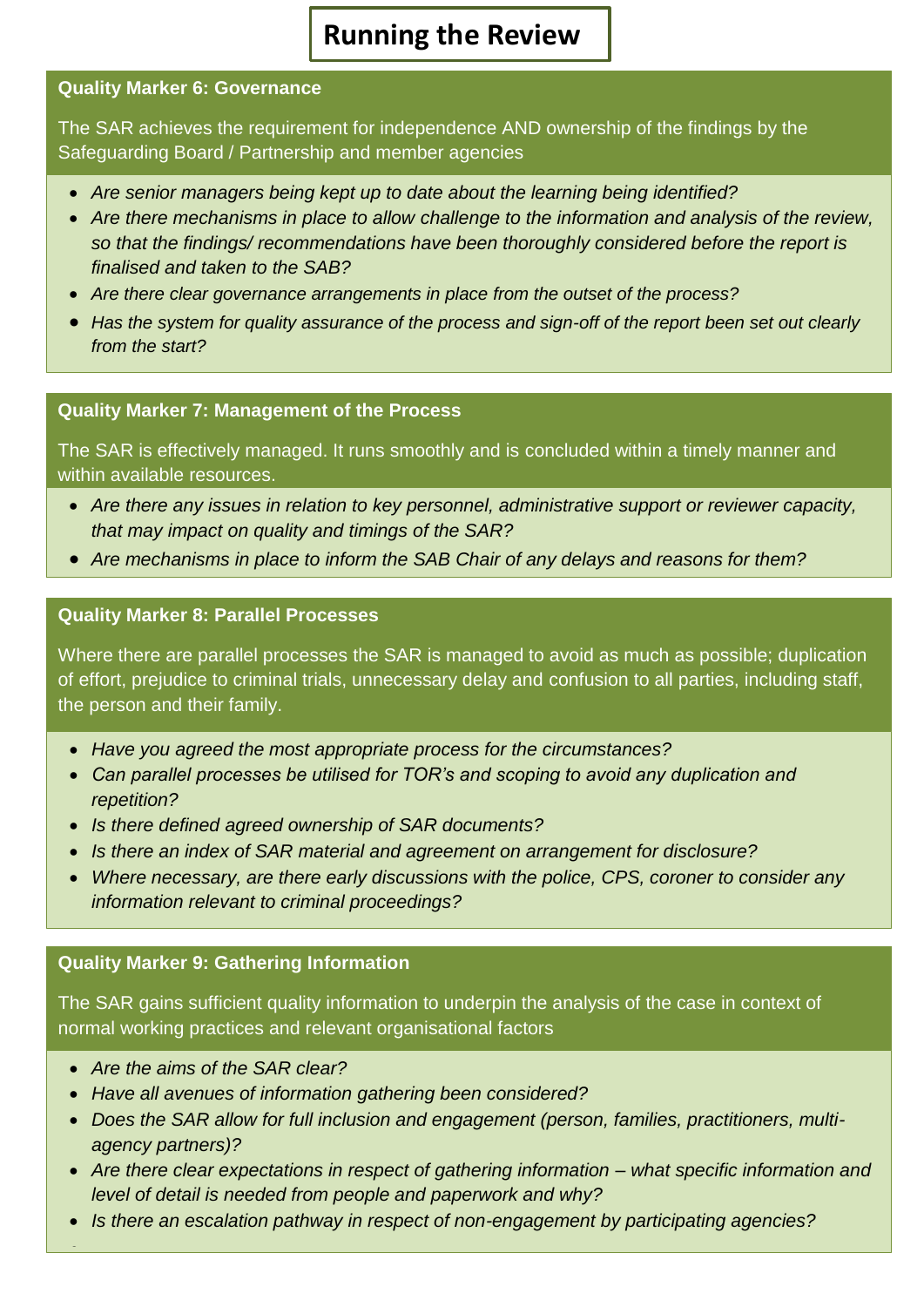# Running the Review

## Quality Marker 6: Governance

The SAR achieves the requirement for independence AND ownership of the findings by the Safeguarding Board / Partnership and member agencies

- *Are senior managers being kept up to date about the learning being identified?*
- *Are there mechanisms in place to allow challenge to the information and analysis of the review, so that the findings/ recommendations have been thoroughly considered before the report is finalised and taken to the SAB?*
- *Are there clear governance arrangements in place from the outset of the process?*
- *Has the system for quality assurance of the process and sign-off of the report been set out clearly from the start?*

## Quality Marker 7: Management of the Process

The SAR is effectively managed. It runs smoothly and is concluded within a timely manner and within available resources.

- *Are there any issues in relation to key personnel, administrative support or reviewer capacity, that may impact on quality and timings of the SAR?*
- *Are mechanisms in place to inform the SAB Chair of any delays and reasons for them?*

## Quality Marker 8: Parallel Processes

Where there are parallel processes the SAR is managed to avoid as much as possible; duplication of effort, prejudice to criminal trials, unnecessary delay and confusion to all parties, including staff, the person and their family.

- *Have you agreed the most appropriate process for the circumstances?*
- *Can parallel processes be utilised for TOR's and scoping to avoid any duplication and repetition?*
- *Is there defined agreed ownership of SAR documents?*
- *Is there an index of SAR material and agreement on arrangement for disclosure?*
- *Where necessary, are there early discussions with the police, CPS, coroner to consider any information relevant to criminal proceedings?*

## Quality Marker 9: Gathering Information

The SAR gains sufficient quality information to underpin the analysis of the case in context of normal working practices and relevant organisational factors

- *Are the aims of the SAR clear?*
- *Have all avenues of information gathering been considered?*
- *Does the SAR allow for full inclusion and engagement (person, families, practitioners, multi-agency partners)?*
- *Are there clear expectations in respect of gathering information – what specific information and level of detail is needed from people and paperwork and why?*
- *Is there an escalation pathway in respect of non-engagement by participating agencies?*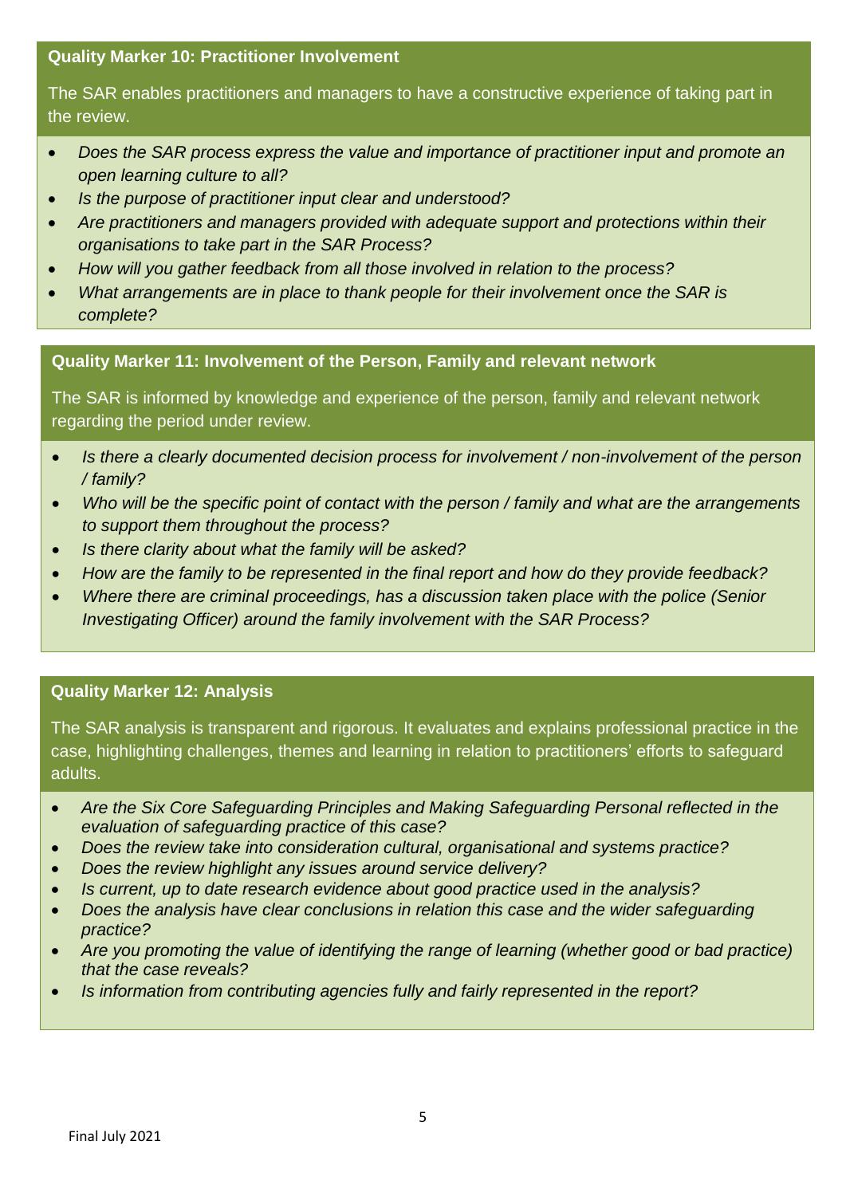### Quality Marker 10: Practitioner Involvement

The SAR enables practitioners and managers to have a constructive experience of taking part in the review.

- *Does the SAR process express the value and importance of practitioner input and promote an open learning culture to all?*
- *Is the purpose of practitioner input clear and understood?*
- *Are practitioners and managers provided with adequate support and protections within their organisations to take part in the SAR Process?*
- *How will you gather feedback from all those involved in relation to the process?*
- *What arrangements are in place to thank people for their involvement once the SAR is complete?*

### Quality Marker 11: Involvement of the Person, Family and relevant network

The SAR is informed by knowledge and experience of the person, family and relevant network regarding the period under review.

- *Is there a clearly documented decision process for involvement / non-involvement of the person / family?*
- *Who will be the specific point of contact with the person / family and what are the arrangements to support them throughout the process?*
- *Is there clarity about what the family will be asked?*
- *How are the family to be represented in the final report and how do they provide feedback?*
- *Where there are criminal proceedings, has a discussion taken place with the police (Senior Investigating Officer) around the family involvement with the SAR Process?*

### Quality Marker 12: Analysis

The SAR analysis is transparent and rigorous. It evaluates and explains professional practice in the case, highlighting challenges, themes and learning in relation to practitioners' efforts to safeguard adults.

- *Are the Six Core Safeguarding Principles and Making Safeguarding Personal reflected in the evaluation of safeguarding practice of this case?*
- *Does the review take into consideration cultural, organisational and systems practice?*
- *Does the review highlight any issues around service delivery?*
- *Is current, up to date research evidence about good practice used in the analysis?*
- *Does the analysis have clear conclusions in relation this case and the wider safeguarding practice?*
- *Are you promoting the value of identifying the range of learning (whether good or bad practice) that the case reveals?*
- *Is information from contributing agencies fully and fairly represented in the report?*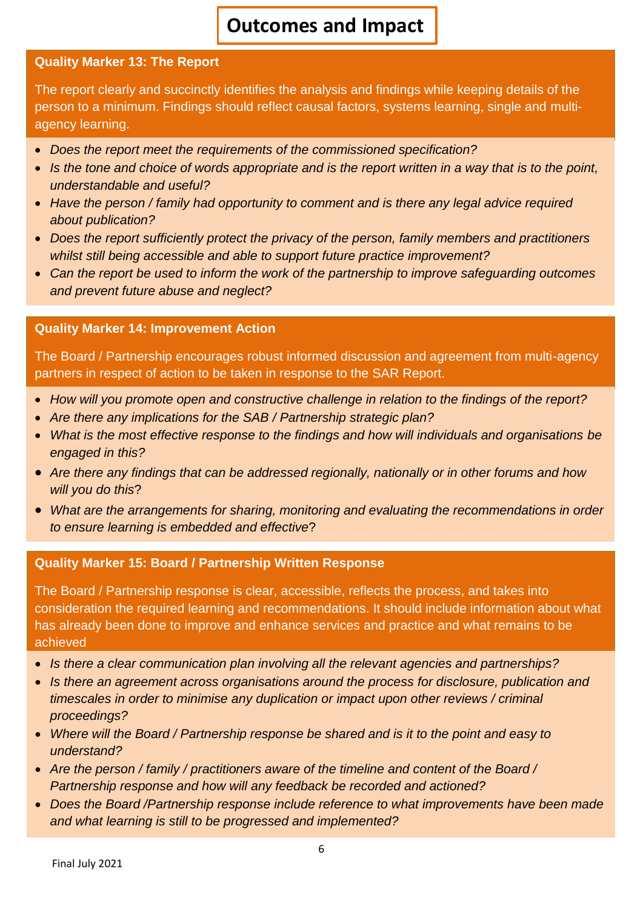# Outcomes and Impact

### Quality Marker 13: The Report

The report clearly and succinctly identifies the analysis and findings while keeping details of the person to a minimum. Findings should reflect causal factors, systems learning, single and multi-agency learning.

- *Does the report meet the requirements of the commissioned specification?*
- *Is the tone and choice of words appropriate and is the report written in a way that is to the point, understandable and useful?*
- *Have the person / family had opportunity to comment and is there any legal advice required about publication?*
- *Does the report sufficiently protect the privacy of the person, family members and practitioners whilst still being accessible and able to support future practice improvement?*
- *Can the report be used to inform the work of the partnership to improve safeguarding outcomes and prevent future abuse and neglect?*

### Quality Marker 14: Improvement Action

The Board / Partnership encourages robust informed discussion and agreement from multi-agency partners in respect of action to be taken in response to the SAR Report.

- *How will you promote open and constructive challenge in relation to the findings of the report?*
- *Are there any implications for the SAB / Partnership strategic plan?*
- *What is the most effective response to the findings and how will individuals and organisations be engaged in this?*
- *Are there any findings that can be addressed regionally, nationally or in other forums and how will you do this*?
- *What are the arrangements for sharing, monitoring and evaluating the recommendations in order to ensure learning is embedded and effective*?

### Quality Marker 15: Board / Partnership Written Response

The Board / Partnership response is clear, accessible, reflects the process, and takes into consideration the required learning and recommendations. It should include information about what has already been done to improve and enhance services and practice and what remains to be achieved

- *Is there a clear communication plan involving all the relevant agencies and partnerships?*
- *Is there an agreement across organisations around the process for disclosure, publication and timescales in order to minimise any duplication or impact upon other reviews / criminal proceedings?*
- *Where will the Board / Partnership response be shared and is it to the point and easy to understand?*
- *Are the person / family / practitioners aware of the timeline and content of the Board / Partnership response and how will any feedback be recorded and actioned?*
- *Does the Board /Partnership response include reference to what improvements have been made and what learning is still to be progressed and implemented?*

Final July 2021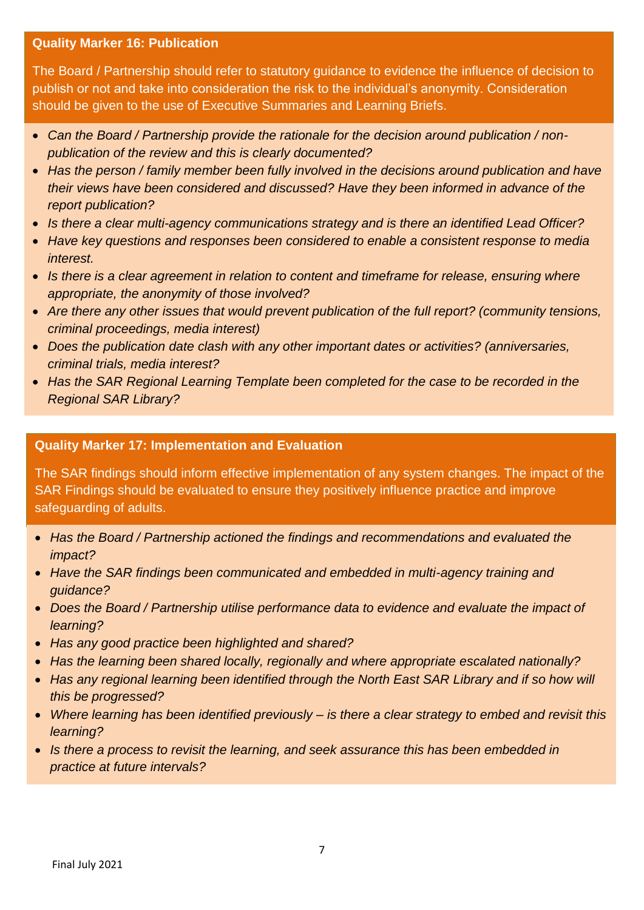**Quality Marker 16: Publication**

The Board / Partnership should refer to statutory guidance to evidence the influence of decision to publish or not and take into consideration the risk to the individual's anonymity. Consideration should be given to the use of Executive Summaries and Learning Briefs.

- *Can the Board / Partnership provide the rationale for the decision around publication / non-publication of the review and this is clearly documented?*
- *Has the person / family member been fully involved in the decisions around publication and have their views have been considered and discussed? Have they been informed in advance of the report publication?*
- *Is there a clear multi-agency communications strategy and is there an identified Lead Officer?*
- *Have key questions and responses been considered to enable a consistent response to media interest.*
- *Is there is a clear agreement in relation to content and timeframe for release, ensuring where appropriate, the anonymity of those involved?*
- *Are there any other issues that would prevent publication of the full report? (community tensions, criminal proceedings, media interest)*
- *Does the publication date clash with any other important dates or activities? (anniversaries, criminal trials, media interest?*
- *Has the SAR Regional Learning Template been completed for the case to be recorded in the Regional SAR Library?*

**Quality Marker 17: Implementation and Evaluation**

The SAR findings should inform effective implementation of any system changes. The impact of the SAR Findings should be evaluated to ensure they positively influence practice and improve safeguarding of adults.

- *Has the Board / Partnership actioned the findings and recommendations and evaluated the impact?*
- *Have the SAR findings been communicated and embedded in multi-agency training and guidance?*
- *Does the Board / Partnership utilise performance data to evidence and evaluate the impact of learning?*
- *Has any good practice been highlighted and shared?*
- *Has the learning been shared locally, regionally and where appropriate escalated nationally?*
- *Has any regional learning been identified through the North East SAR Library and if so how will this be progressed?*
- *Where learning has been identified previously – is there a clear strategy to embed and revisit this learning?*
- *Is there a process to revisit the learning, and seek assurance this has been embedded in practice at future intervals?*

Final July 2021